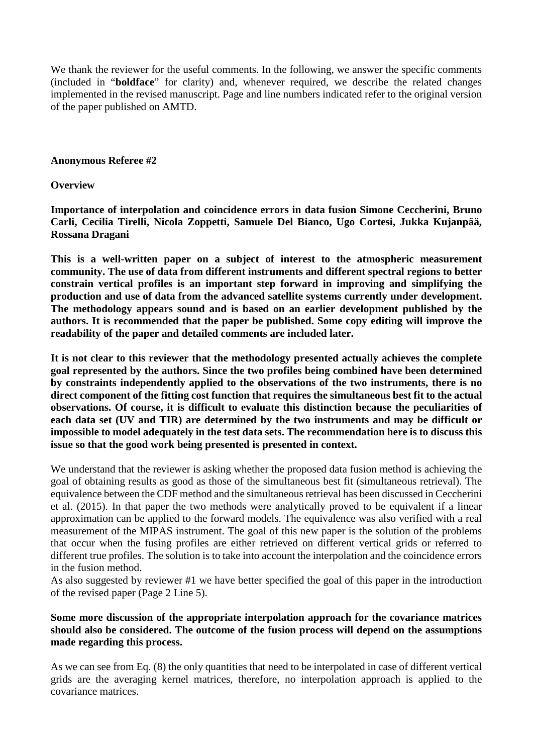We thank the reviewer for the useful comments. In the following, we answer the specific comments (included in "**boldface**" for clarity) and, whenever required, we describe the related changes implemented in the revised manuscript. Page and line numbers indicated refer to the original version of the paper published on AMTD.

**Anonymous Referee #2**

**Overview**

**Importance of interpolation and coincidence errors in data fusion Simone Ceccherini, Bruno Carli, Cecilia Tirelli, Nicola Zoppetti, Samuele Del Bianco, Ugo Cortesi, Jukka Kujanpää, Rossana Dragani**

**This is a well-written paper on a subject of interest to the atmospheric measurement community. The use of data from different instruments and different spectral regions to better constrain vertical profiles is an important step forward in improving and simplifying the production and use of data from the advanced satellite systems currently under development. The methodology appears sound and is based on an earlier development published by the authors. It is recommended that the paper be published. Some copy editing will improve the readability of the paper and detailed comments are included later.**

**It is not clear to this reviewer that the methodology presented actually achieves the complete goal represented by the authors. Since the two profiles being combined have been determined by constraints independently applied to the observations of the two instruments, there is no direct component of the fitting cost function that requires the simultaneous best fit to the actual observations. Of course, it is difficult to evaluate this distinction because the peculiarities of each data set (UV and TIR) are determined by the two instruments and may be difficult or impossible to model adequately in the test data sets. The recommendation here is to discuss this issue so that the good work being presented is presented in context.**

We understand that the reviewer is asking whether the proposed data fusion method is achieving the goal of obtaining results as good as those of the simultaneous best fit (simultaneous retrieval). The equivalence between the CDF method and the simultaneous retrieval has been discussed in Ceccherini et al. (2015). In that paper the two methods were analytically proved to be equivalent if a linear approximation can be applied to the forward models. The equivalence was also verified with a real measurement of the MIPAS instrument. The goal of this new paper is the solution of the problems that occur when the fusing profiles are either retrieved on different vertical grids or referred to different true profiles. The solution is to take into account the interpolation and the coincidence errors in the fusion method.
As also suggested by reviewer #1 we have better specified the goal of this paper in the introduction of the revised paper (Page 2 Line 5).

**Some more discussion of the appropriate interpolation approach for the covariance matrices should also be considered. The outcome of the fusion process will depend on the assumptions made regarding this process.**

As we can see from Eq. (8) the only quantities that need to be interpolated in case of different vertical grids are the averaging kernel matrices, therefore, no interpolation approach is applied to the covariance matrices.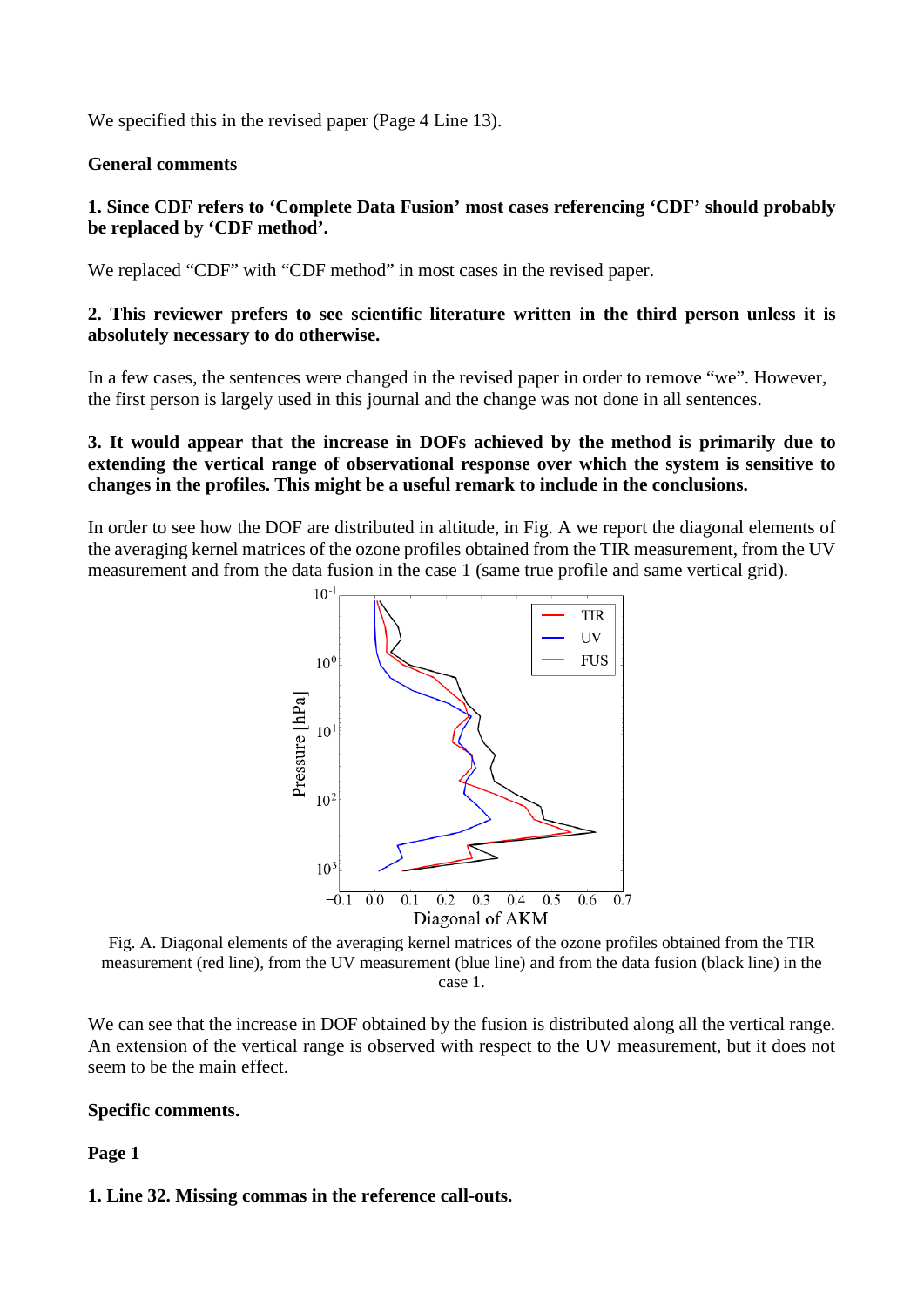We specified this in the revised paper (Page 4 Line 13).

**General comments**

**1. Since CDF refers to 'Complete Data Fusion' most cases referencing 'CDF' should probably be replaced by 'CDF method'.**

We replaced "CDF" with "CDF method" in most cases in the revised paper.

**2. This reviewer prefers to see scientific literature written in the third person unless it is absolutely necessary to do otherwise.**

In a few cases, the sentences were changed in the revised paper in order to remove "we". However, the first person is largely used in this journal and the change was not done in all sentences.

**3. It would appear that the increase in DOFs achieved by the method is primarily due to extending the vertical range of observational response over which the system is sensitive to changes in the profiles. This might be a useful remark to include in the conclusions.**

In order to see how the DOF are distributed in altitude, in Fig. A we report the diagonal elements of the averaging kernel matrices of the ozone profiles obtained from the TIR measurement, from the UV measurement and from the data fusion in the case 1 (same true profile and same vertical grid).

Fig. A. Diagonal elements of the averaging kernel matrices of the ozone profiles obtained from the TIR measurement (red line), from the UV measurement (blue line) and from the data fusion (black line) in the case 1.

We can see that the increase in DOF obtained by the fusion is distributed along all the vertical range. An extension of the vertical range is observed with respect to the UV measurement, but it does not seem to be the main effect.

**Specific comments.**

**Page 1**

**1. Line 32. Missing commas in the reference call-outs.**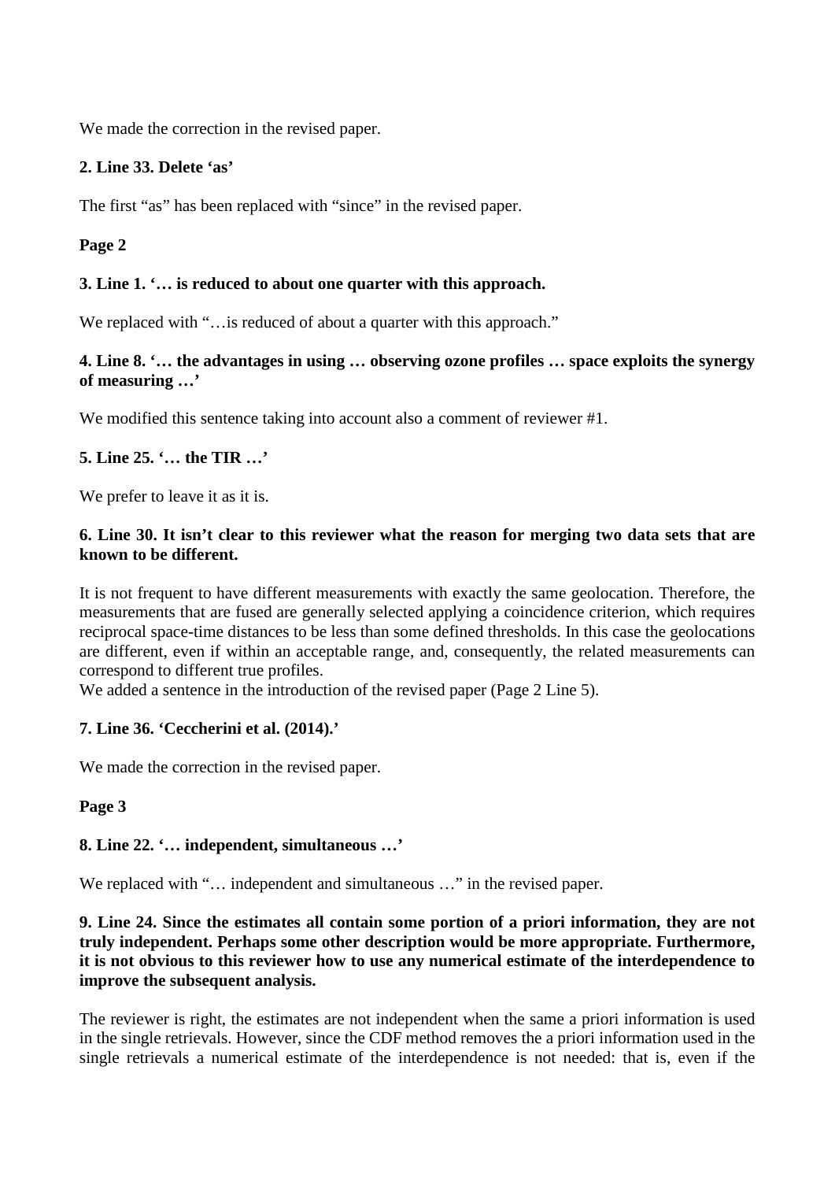We made the correction in the revised paper.

**2. Line 33. Delete 'as'**

The first "as" has been replaced with "since" in the revised paper.

**Page 2**

**3. Line 1. '… is reduced to about one quarter with this approach.**

We replaced with "…is reduced of about a quarter with this approach."

**4. Line 8. '… the advantages in using … observing ozone profiles … space exploits the synergy of measuring …'**

We modified this sentence taking into account also a comment of reviewer #1.

**5. Line 25. '… the TIR …'**

We prefer to leave it as it is.

**6. Line 30. It isn't clear to this reviewer what the reason for merging two data sets that are known to be different.**

It is not frequent to have different measurements with exactly the same geolocation. Therefore, the measurements that are fused are generally selected applying a coincidence criterion, which requires reciprocal space-time distances to be less than some defined thresholds. In this case the geolocations are different, even if within an acceptable range, and, consequently, the related measurements can correspond to different true profiles.
We added a sentence in the introduction of the revised paper (Page 2 Line 5).

**7. Line 36. 'Ceccherini et al. (2014).'**

We made the correction in the revised paper.

**Page 3**

**8. Line 22. '… independent, simultaneous …'**

We replaced with "… independent and simultaneous …" in the revised paper.

**9. Line 24. Since the estimates all contain some portion of a priori information, they are not truly independent. Perhaps some other description would be more appropriate. Furthermore, it is not obvious to this reviewer how to use any numerical estimate of the interdependence to improve the subsequent analysis.**

The reviewer is right, the estimates are not independent when the same a priori information is used in the single retrievals. However, since the CDF method removes the a priori information used in the single retrievals a numerical estimate of the interdependence is not needed: that is, even if the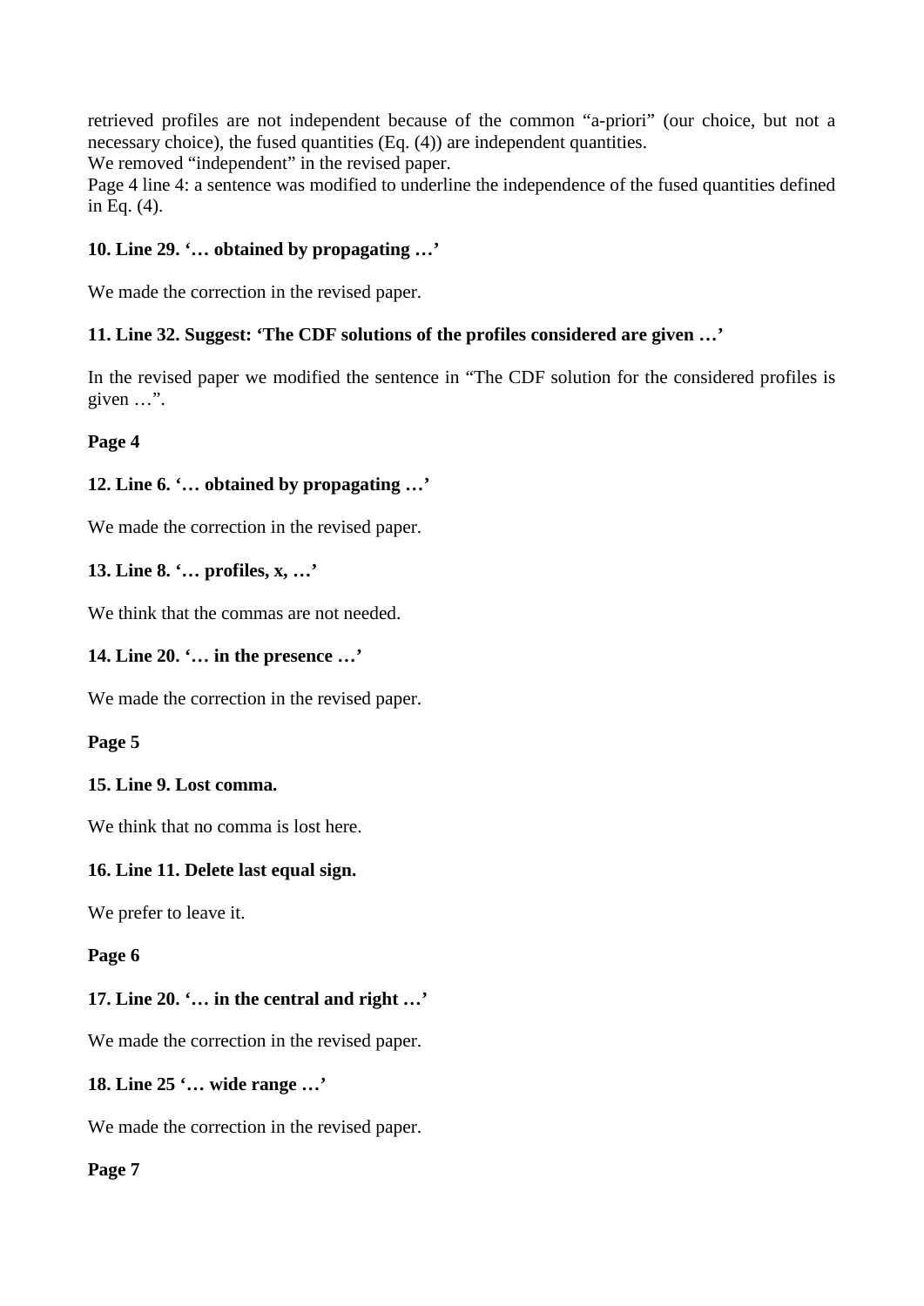retrieved profiles are not independent because of the common "a-priori" (our choice, but not a necessary choice), the fused quantities (Eq. (4)) are independent quantities.
We removed "independent" in the revised paper.
Page 4 line 4: a sentence was modified to underline the independence of the fused quantities defined in Eq. (4).

**10. Line 29. '… obtained by propagating …'**

We made the correction in the revised paper.

**11. Line 32. Suggest: 'The CDF solutions of the profiles considered are given …'**

In the revised paper we modified the sentence in "The CDF solution for the considered profiles is given …".

**Page 4**

**12. Line 6. '… obtained by propagating …'**

We made the correction in the revised paper.

**13. Line 8. '… profiles, x, …'**

We think that the commas are not needed.

**14. Line 20. '… in the presence …'**

We made the correction in the revised paper.

**Page 5**

**15. Line 9. Lost comma.**

We think that no comma is lost here.

**16. Line 11. Delete last equal sign.**

We prefer to leave it.

**Page 6**

**17. Line 20. '… in the central and right …'**

We made the correction in the revised paper.

**18. Line 25 '… wide range …'**

We made the correction in the revised paper.

**Page 7**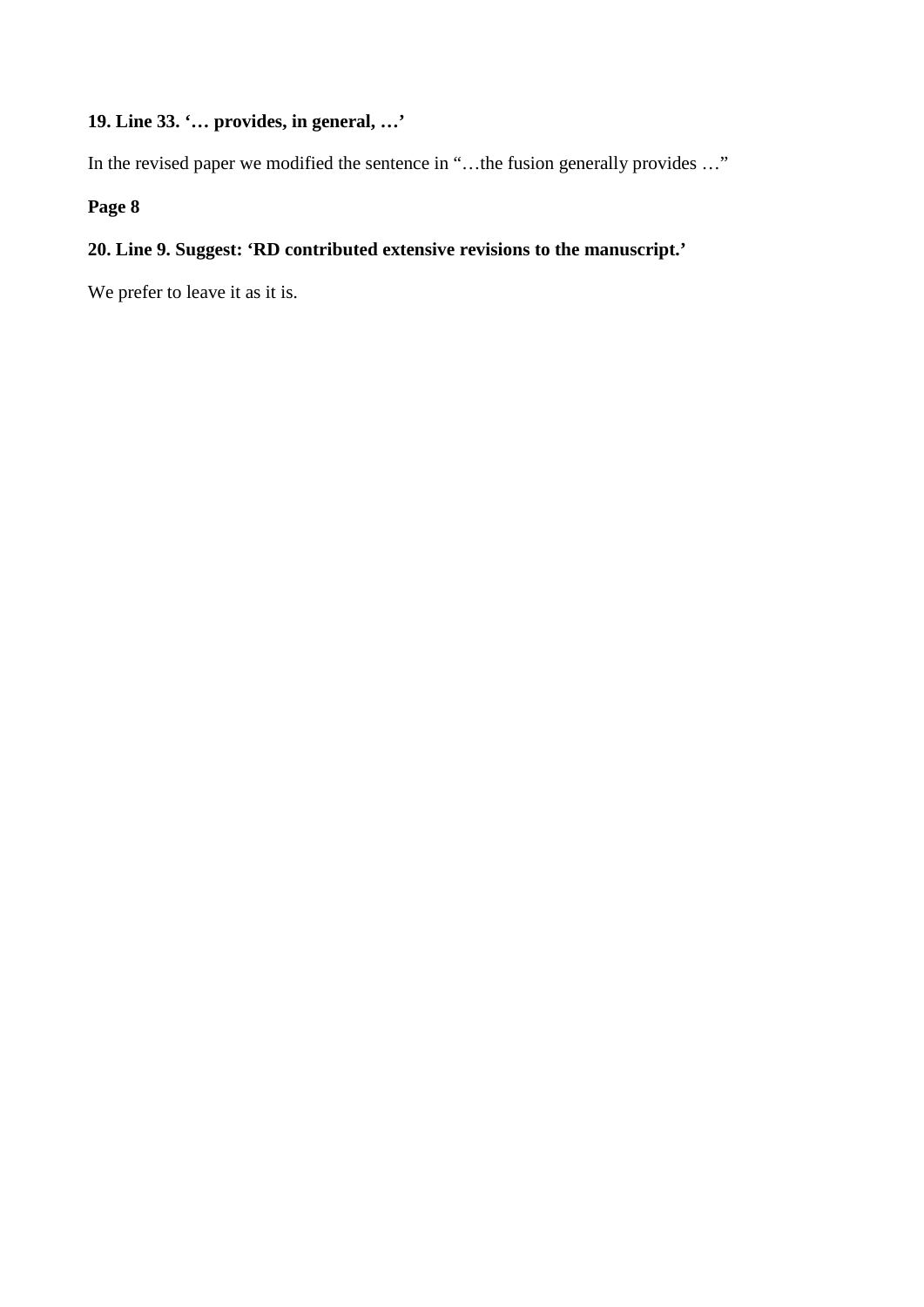**19. Line 33. '… provides, in general, …'**

In the revised paper we modified the sentence in "…the fusion generally provides …"

**Page 8**

**20. Line 9. Suggest: 'RD contributed extensive revisions to the manuscript.'**

We prefer to leave it as it is.